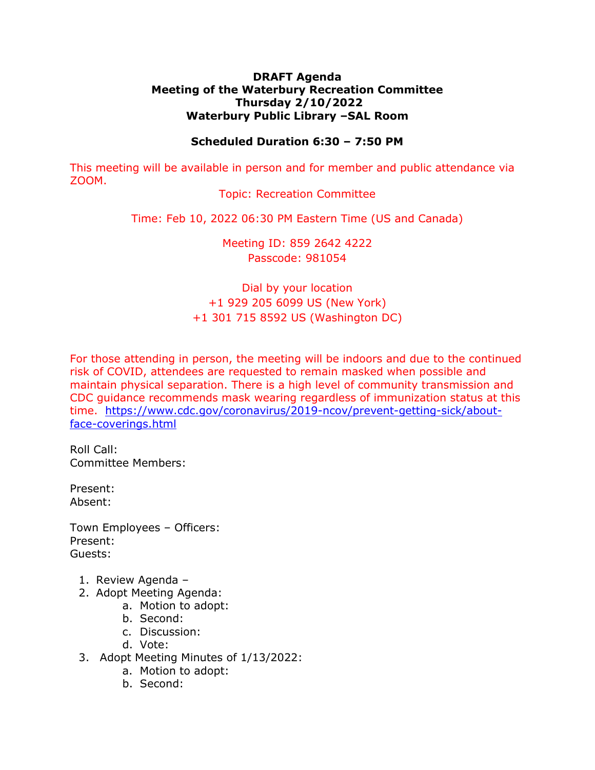**DRAFT Agenda**
**Meeting of the Waterbury Recreation Committee**
**Thursday 2/10/2022**
**Waterbury Public Library –SAL Room**

**Scheduled Duration 6:30 – 7:50 PM**

This meeting will be available in person and for member and public attendance via ZOOM.

Topic: Recreation Committee

Time: Feb 10, 2022 06:30 PM Eastern Time (US and Canada)

Meeting ID: 859 2642 4222
Passcode: 981054

Dial by your location
+1 929 205 6099 US (New York)
+1 301 715 8592 US (Washington DC)

For those attending in person, the meeting will be indoors and due to the continued risk of COVID, attendees are requested to remain masked when possible and maintain physical separation. There is a high level of community transmission and CDC guidance recommends mask wearing regardless of immunization status at this time. https://www.cdc.gov/coronavirus/2019-ncov/prevent-getting-sick/about-face-coverings.html

Roll Call:
Committee Members:

Present:
Absent:

Town Employees – Officers:
Present:
Guests:

1. Review Agenda –
2. Adopt Meeting Agenda:
    a. Motion to adopt:
    b. Second:
    c. Discussion:
    d. Vote:
3. Adopt Meeting Minutes of 1/13/2022:
    a. Motion to adopt:
    b. Second: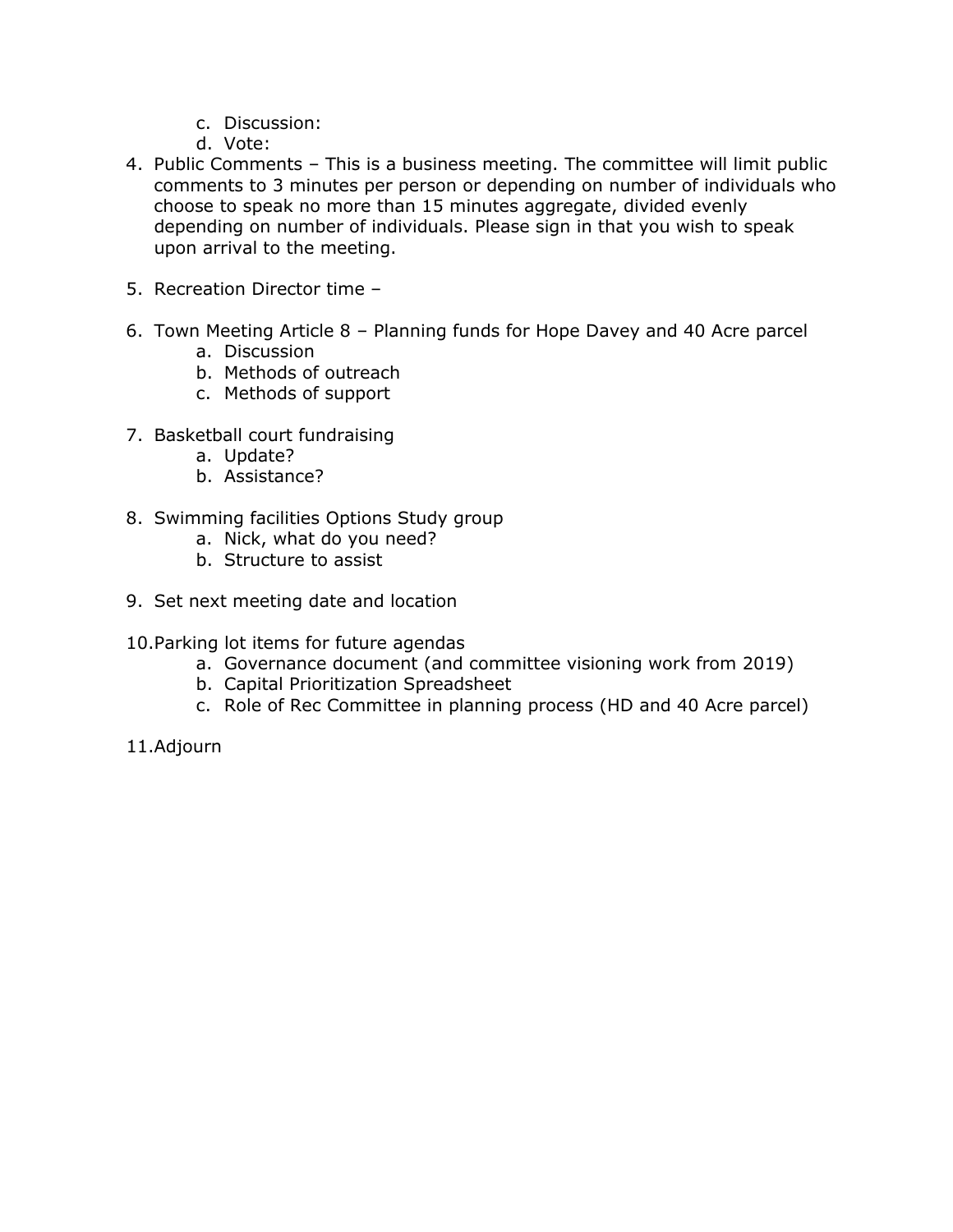c. Discussion:
   d. Vote:

4. Public Comments – This is a business meeting. The committee will limit public comments to 3 minutes per person or depending on number of individuals who choose to speak no more than 15 minutes aggregate, divided evenly depending on number of individuals. Please sign in that you wish to speak upon arrival to the meeting.

5. Recreation Director time –

6. Town Meeting Article 8 – Planning funds for Hope Davey and 40 Acre parcel
   a. Discussion
   b. Methods of outreach
   c. Methods of support

7. Basketball court fundraising
   a. Update?
   b. Assistance?

8. Swimming facilities Options Study group
   a. Nick, what do you need?
   b. Structure to assist

9. Set next meeting date and location

10. Parking lot items for future agendas
    a. Governance document (and committee visioning work from 2019)
    b. Capital Prioritization Spreadsheet
    c. Role of Rec Committee in planning process (HD and 40 Acre parcel)

11. Adjourn